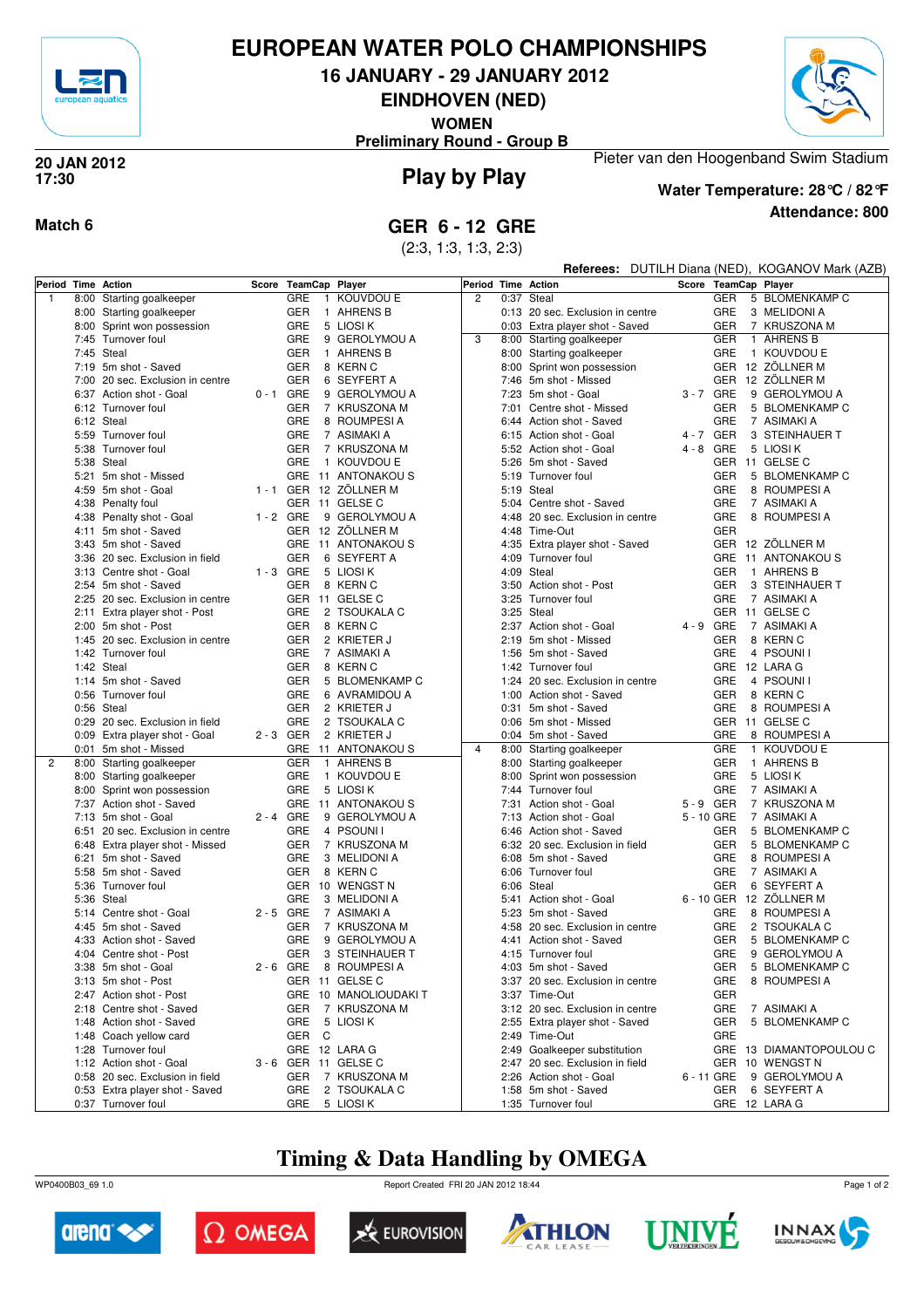# EUROPEAN WATER POLO CHAMPIONSHIPS

## 16 JANUARY - 29 JANUARY 2012

## EINDHOVEN (NED)

**WOMEN**

**Preliminary Round - Group B**

**20 JAN 2012**
**17:30**

## Play by Play

Pieter van den Hoogenband Swim Stadium

**Water Temperature: 28°C / 82°F**

**Attendance: 800**

**Match 6**

## GER 6 - 12 GRE

(2:3, 1:3, 1:3, 2:3)

**Referees:** DUTILH Diana (NED), KOGANOV Mark (AZB)

| Period | Time | Action | Score | TeamCap | | Player |
|---|---|---|---|---|---|---|
| 1 | 8:00 | Starting goalkeeper | | GRE | 1 | KOUVDOU E |
| | 8:00 | Starting goalkeeper | | GER | 1 | AHRENS B |
| | 8:00 | Sprint won possession | | GRE | 5 | LIOSI K |
| | 7:45 | Turnover foul | | GRE | 9 | GEROLYMOU A |
| | 7:45 | Steal | | GER | 1 | AHRENS B |
| | 7:19 | 5m shot - Saved | | GER | 8 | KERN C |
| | 7:00 | 20 sec. Exclusion in centre | | GER | 6 | SEYFERT A |
| | 6:37 | Action shot - Goal | 0 - 1 | GRE | 9 | GEROLYMOU A |
| | 6:12 | Turnover foul | | GER | 7 | KRUSZONA M |
| | 6:12 | Steal | | GRE | 8 | ROUMPESI A |
| | 5:59 | Turnover foul | | GRE | 7 | ASIMAKI A |
| | 5:38 | Turnover foul | | GER | 7 | KRUSZONA M |
| | 5:38 | Steal | | GRE | 1 | KOUVDOU E |
| | 5:21 | 5m shot - Missed | | GRE | 11 | ANTONAKOU S |
| | 4:59 | 5m shot - Goal | 1 - 1 | GER | 12 | ZÖLLNER M |
| | 4:38 | Penalty foul | | GER | 11 | GELSE C |
| | 4:38 | Penalty shot - Goal | 1 - 2 | GRE | 9 | GEROLYMOU A |
| | 4:11 | 5m shot - Saved | | GER | 12 | ZÖLLNER M |
| | 3:43 | 5m shot - Saved | | GRE | 11 | ANTONAKOU S |
| | 3:36 | 20 sec. Exclusion in field | | GER | 6 | SEYFERT A |
| | 3:13 | Centre shot - Goal | 1 - 3 | GRE | 5 | LIOSI K |
| | 2:54 | 5m shot - Saved | | GER | 8 | KERN C |
| | 2:25 | 20 sec. Exclusion in centre | | GER | 11 | GELSE C |
| | 2:11 | Extra player shot - Post | | GRE | 2 | TSOUKALA C |
| | 2:00 | 5m shot - Post | | GER | 8 | KERN C |
| | 1:45 | 20 sec. Exclusion in centre | | GER | 2 | KRIETER J |
| | 1:42 | Turnover foul | | GRE | 7 | ASIMAKI A |
| | 1:42 | Steal | | GER | 8 | KERN C |
| | 1:14 | 5m shot - Saved | | GER | 5 | BLOMENKAMP C |
| | 0:56 | Turnover foul | | GRE | 6 | AVRAMIDOU A |
| | 0:56 | Steal | | GER | 2 | KRIETER J |
| | 0:29 | 20 sec. Exclusion in field | | GRE | 2 | TSOUKALA C |
| | 0:09 | Extra player shot - Goal | 2 - 3 | GER | 2 | KRIETER J |
| | 0:01 | 5m shot - Missed | | GRE | 11 | ANTONAKOU S |
| 2 | 8:00 | Starting goalkeeper | | GER | 1 | AHRENS B |
| | 8:00 | Starting goalkeeper | | GRE | 1 | KOUVDOU E |
| | 8:00 | Sprint won possession | | GRE | 5 | LIOSI K |
| | 7:37 | Action shot - Saved | | GRE | 11 | ANTONAKOU S |
| | 7:13 | 5m shot - Goal | 2 - 4 | GRE | 9 | GEROLYMOU A |
| | 6:51 | 20 sec. Exclusion in centre | | GRE | 4 | PSOUNI I |
| | 6:48 | Extra player shot - Missed | | GER | 7 | KRUSZONA M |
| | 6:21 | 5m shot - Saved | | GRE | 3 | MELIDONI A |
| | 5:58 | 5m shot - Saved | | GER | 8 | KERN C |
| | 5:36 | Turnover foul | | GER | 10 | WENGST N |
| | 5:36 | Steal | | GRE | 3 | MELIDONI A |
| | 5:14 | Centre shot - Goal | 2 - 5 | GRE | 7 | ASIMAKI A |
| | 4:45 | 5m shot - Saved | | GER | 7 | KRUSZONA M |
| | 4:33 | Action shot - Saved | | GRE | 9 | GEROLYMOU A |
| | 4:04 | Centre shot - Post | | GER | 3 | STEINHAUER T |
| | 3:38 | 5m shot - Goal | 2 - 6 | GRE | 8 | ROUMPESI A |
| | 3:13 | 5m shot - Post | | GER | 11 | GELSE C |
| | 2:47 | Action shot - Post | | GRE | 10 | MANOLIOUDAKI T |
| | 2:18 | Centre shot - Saved | | GER | 7 | KRUSZONA M |
| | 1:48 | Action shot - Saved | | GRE | 5 | LIOSI K |
| | 1:48 | Coach yellow card | | GER | C | |
| | 1:28 | Turnover foul | | GRE | 12 | LARA G |
| | 1:12 | Action shot - Goal | 3 - 6 | GER | 11 | GELSE C |
| | 0:58 | 20 sec. Exclusion in field | | GER | 7 | KRUSZONA M |
| | 0:53 | Extra player shot - Saved | | GRE | 2 | TSOUKALA C |
| | 0:37 | Turnover foul | | GRE | 5 | LIOSI K |
| 2 | 0:37 | Steal | | GER | 5 | BLOMENKAMP C |
| | 0:13 | 20 sec. Exclusion in centre | | GRE | 3 | MELIDONI A |
| | 0:03 | Extra player shot - Saved | | GER | 7 | KRUSZONA M |
| 3 | 8:00 | Starting goalkeeper | | GER | 1 | AHRENS B |
| | 8:00 | Starting goalkeeper | | GRE | 1 | KOUVDOU E |
| | 8:00 | Sprint won possession | | GER | 12 | ZÖLLNER M |
| | 7:46 | 5m shot - Missed | | GER | 12 | ZÖLLNER M |
| | 7:23 | 5m shot - Goal | 3 - 7 | GRE | 9 | GEROLYMOU A |
| | 7:01 | Centre shot - Missed | | GER | 5 | BLOMENKAMP C |
| | 6:44 | Action shot - Saved | | GRE | 7 | ASIMAKI A |
| | 6:15 | Action shot - Goal | 4 - 7 | GER | 3 | STEINHAUER T |
| | 5:52 | Action shot - Goal | 4 - 8 | GRE | 5 | LIOSI K |
| | 5:26 | 5m shot - Saved | | GER | 11 | GELSE C |
| | 5:19 | Turnover foul | | GER | 5 | BLOMENKAMP C |
| | 5:19 | Steal | | GRE | 8 | ROUMPESI A |
| | 5:04 | Centre shot - Saved | | GRE | 7 | ASIMAKI A |
| | 4:48 | 20 sec. Exclusion in centre | | GRE | 8 | ROUMPESI A |
| | 4:48 | Time-Out | | GER | | |
| | 4:35 | Extra player shot - Saved | | GER | 12 | ZÖLLNER M |
| | 4:09 | Turnover foul | | GRE | 11 | ANTONAKOU S |
| | 4:09 | Steal | | GER | 1 | AHRENS B |
| | 3:50 | Action shot - Post | | GER | 3 | STEINHAUER T |
| | 3:25 | Turnover foul | | GRE | 7 | ASIMAKI A |
| | 3:25 | Steal | | GER | 11 | GELSE C |
| | 2:37 | Action shot - Goal | 4 - 9 | GRE | 7 | ASIMAKI A |
| | 2:19 | 5m shot - Missed | | GER | 8 | KERN C |
| | 1:56 | 5m shot - Saved | | GRE | 4 | PSOUNI I |
| | 1:42 | Turnover foul | | GRE | 12 | LARA G |
| | 1:24 | 20 sec. Exclusion in centre | | GRE | 4 | PSOUNI I |
| | 1:00 | Action shot - Saved | | GER | 8 | KERN C |
| | 0:31 | 5m shot - Saved | | GRE | 8 | ROUMPESI A |
| | 0:06 | 5m shot - Missed | | GER | 11 | GELSE C |
| | 0:04 | 5m shot - Saved | | GRE | 8 | ROUMPESI A |
| 4 | 8:00 | Starting goalkeeper | | GRE | 1 | KOUVDOU E |
| | 8:00 | Starting goalkeeper | | GER | 1 | AHRENS B |
| | 8:00 | Sprint won possession | | GRE | 5 | LIOSI K |
| | 7:44 | Turnover foul | | GRE | 7 | ASIMAKI A |
| | 7:31 | Action shot - Goal | 5 - 9 | GER | 7 | KRUSZONA M |
| | 7:13 | Action shot - Goal | 5 - 10 | GRE | 7 | ASIMAKI A |
| | 6:46 | Action shot - Saved | | GER | 5 | BLOMENKAMP C |
| | 6:32 | 20 sec. Exclusion in field | | GER | 5 | BLOMENKAMP C |
| | 6:08 | 5m shot - Saved | | GRE | 8 | ROUMPESI A |
| | 6:06 | Turnover foul | | GRE | 7 | ASIMAKI A |
| | 6:06 | Steal | | GER | 6 | SEYFERT A |
| | 5:41 | Action shot - Goal | 6 - 10 | GER | 12 | ZÖLLNER M |
| | 5:23 | 5m shot - Saved | | GRE | 8 | ROUMPESI A |
| | 4:58 | 20 sec. Exclusion in centre | | GRE | 2 | TSOUKALA C |
| | 4:41 | Action shot - Saved | | GER | 5 | BLOMENKAMP C |
| | 4:15 | Turnover foul | | GRE | 9 | GEROLYMOU A |
| | 4:03 | 5m shot - Saved | | GER | 5 | BLOMENKAMP C |
| | 3:37 | 20 sec. Exclusion in centre | | GRE | 8 | ROUMPESI A |
| | 3:37 | Time-Out | | GER | | |
| | 3:12 | 20 sec. Exclusion in centre | | GRE | 7 | ASIMAKI A |
| | 2:55 | Extra player shot - Saved | | GER | 5 | BLOMENKAMP C |
| | 2:49 | Time-Out | | GRE | | |
| | 2:49 | Goalkeeper substitution | | GRE | 13 | DIAMANTOPOULOU C |
| | 2:47 | 20 sec. Exclusion in field | | GER | 10 | WENGST N |
| | 2:26 | Action shot - Goal | 6 - 11 | GRE | 9 | GEROLYMOU A |
| | 1:58 | 5m shot - Saved | | GER | 6 | SEYFERT A |
| | 1:35 | Turnover foul | | GRE | 12 | LARA G |

**Timing & Data Handling by OMEGA**

WP0400B03_69 1.0 Report Created FRI 20 JAN 2012 18:44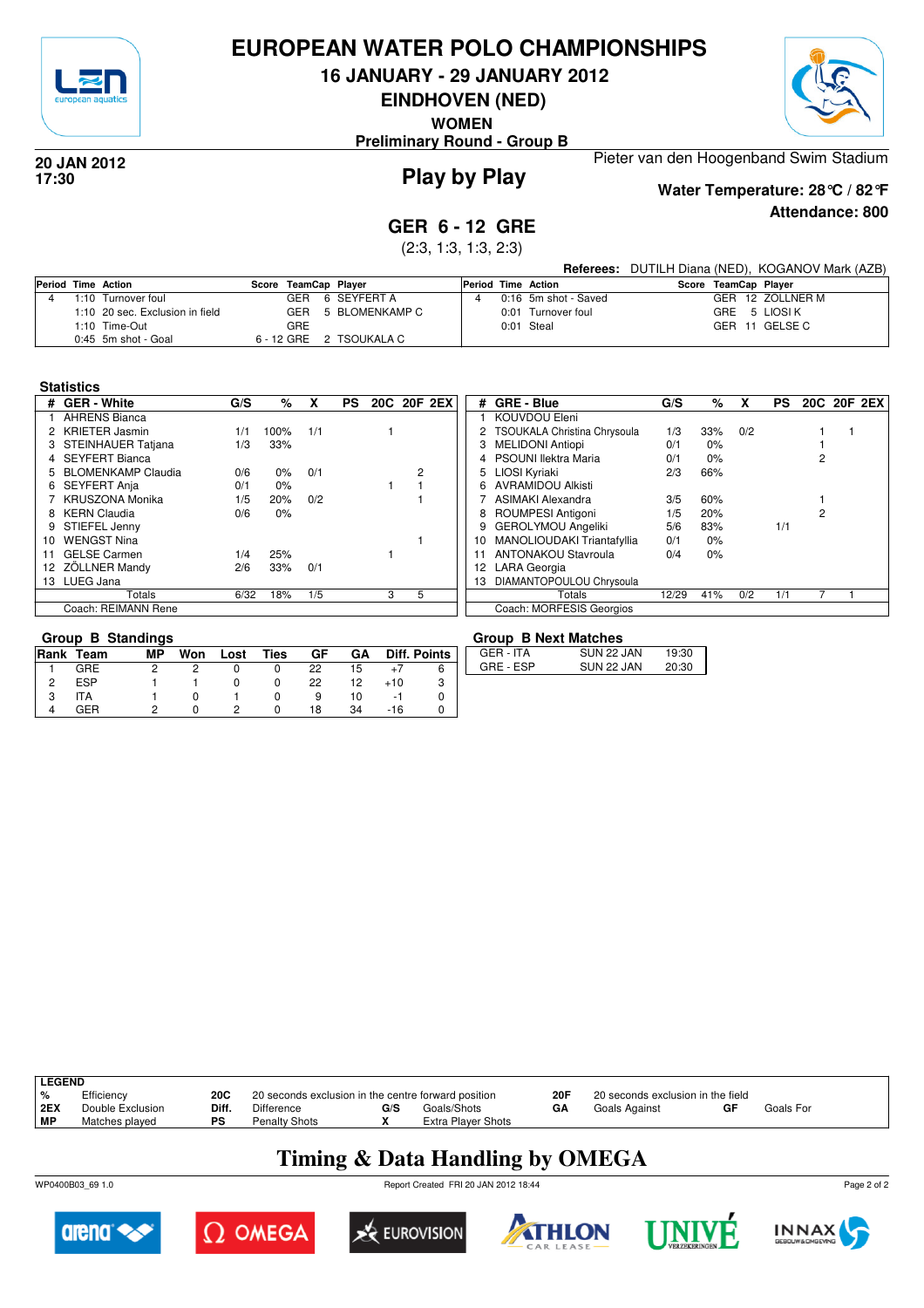# EUROPEAN WATER POLO CHAMPIONSHIPS

**16 JANUARY - 29 JANUARY 2012**

**EINDHOVEN (NED)**

**WOMEN**

**Preliminary Round - Group B**

**20 JAN 2012**
**17:30**

## Play by Play

Pieter van den Hoogenband Swim Stadium

**Water Temperature: 28°C / 82°F**

**Attendance: 800**

## GER 6 - 12 GRE

(2:3, 1:3, 1:3, 2:3)

**Referees:** DUTILH Diana (NED), KOGANOV Mark (AZB)

| Period | Time | Action | Score | TeamCap | Player |
|---|---|---|---|---|---|
| 4 | 1:10 | Turnover foul | | GER 6 | SEYFERT A |
| | 1:10 | 20 sec. Exclusion in field | | GER 5 | BLOMENKAMP C |
| | 1:10 | Time-Out | | GRE | |
| | 0:45 | 5m shot - Goal | 6 - 12 GRE | 2 | TSOUKALA C |
| 4 | 0:16 | 5m shot - Saved | | GER 12 | ZOLLNER M |
| | 0:01 | Turnover foul | | GRE 5 | LIOSI K |
| | 0:01 | Steal | | GER 11 | GELSE C |

### Statistics

| # | GER - White | G/S | % | X | PS | 20C | 20F | 2EX |
|---|---|---|---|---|---|---|---|---|
| 1 | AHRENS Bianca | | | | | | | |
| 2 | KRIETER Jasmin | 1/1 | 100% | 1/1 | | 1 | | |
| 3 | STEINHAUER Tatjana | 1/3 | 33% | | | | | |
| 4 | SEYFERT Bianca | | | | | | | |
| 5 | BLOMENKAMP Claudia | 0/6 | 0% | 0/1 | | | 2 | |
| 6 | SEYFERT Anja | 0/1 | 0% | | | 1 | 1 | |
| 7 | KRUSZONA Monika | 1/5 | 20% | 0/2 | | | 1 | |
| 8 | KERN Claudia | 0/6 | 0% | | | | | |
| 9 | STIEFEL Jenny | | | | | | | |
| 10 | WENGST Nina | | | | | | 1 | |
| 11 | GELSE Carmen | 1/4 | 25% | | | 1 | | |
| 12 | ZÖLLNER Mandy | 2/6 | 33% | 0/1 | | | | |
| 13 | LUEG Jana | | | | | | | |
| | Totals | 6/32 | 18% | 1/5 | | 3 | 5 | |
| | Coach: REIMANN Rene | | | | | | | |

| # | GRE - Blue | G/S | % | X | PS | 20C | 20F | 2EX |
|---|---|---|---|---|---|---|---|---|
| 1 | KOUVDOU Eleni | | | | | | | |
| 2 | TSOUKALA Christina Chrysoula | 1/3 | 33% | 0/2 | | | 1 | 1 |
| 3 | MELIDONI Antiopi | 0/1 | 0% | | | | 1 | |
| 4 | PSOUNI Ilektra Maria | 0/1 | 0% | | | | 2 | |
| 5 | LIOSI Kyriaki | 2/3 | 66% | | | | | |
| 6 | AVRAMIDOU Alkisti | | | | | | | |
| 7 | ASIMAKI Alexandra | 3/5 | 60% | | | | 1 | |
| 8 | ROUMPESI Antigoni | 1/5 | 20% | | | | 2 | |
| 9 | GEROLYMOU Angeliki | 5/6 | 83% | | 1/1 | | | |
| 10 | MANOLIOUDAKI Triantafyllia | 0/1 | 0% | | | | | |
| 11 | ANTONAKOU Stavroula | 0/4 | 0% | | | | | |
| 12 | LARA Georgia | | | | | | | |
| 13 | DIAMANTOPOULOU Chrysoula | | | | | | | |
| | Totals | 12/29 | 41% | 0/2 | 1/1 | | 7 | 1 |
| | Coach: MORFESIS Georgios | | | | | | | |

### Group B Standings

| Rank | Team | MP | Won | Lost | Ties | GF | GA | Diff. | Points |
|---|---|---|---|---|---|---|---|---|---|
| 1 | GRE | 2 | 2 | 0 | 0 | 22 | 15 | +7 | 6 |
| 2 | ESP | 1 | 1 | 0 | 0 | 22 | 12 | +10 | 3 |
| 3 | ITA | 1 | 0 | 1 | 0 | 9 | 10 | -1 | 0 |
| 4 | GER | 2 | 0 | 2 | 0 | 18 | 34 | -16 | 0 |

### Group B Next Matches

| | | |
|---|---|---|
| GER - ITA | SUN 22 JAN | 19:30 |
| GRE - ESP | SUN 22 JAN | 20:30 |

**LEGEND**

| | | | | | | | | | |
|---|---|---|---|---|---|---|---|---|---|
| % | Efficiency | 20C | 20 seconds exclusion in the centre forward position | | | 20F | 20 seconds exclusion in the field | | |
| 2EX | Double Exclusion | Diff. | Difference | G/S | Goals/Shots | GA | Goals Against | GF | Goals For |
| MP | Matches played | PS | Penalty Shots | X | Extra Player Shots | | | | |

## Timing & Data Handling by OMEGA

WP0400B03_69 1.0 — Report Created FRI 20 JAN 2012 18:44